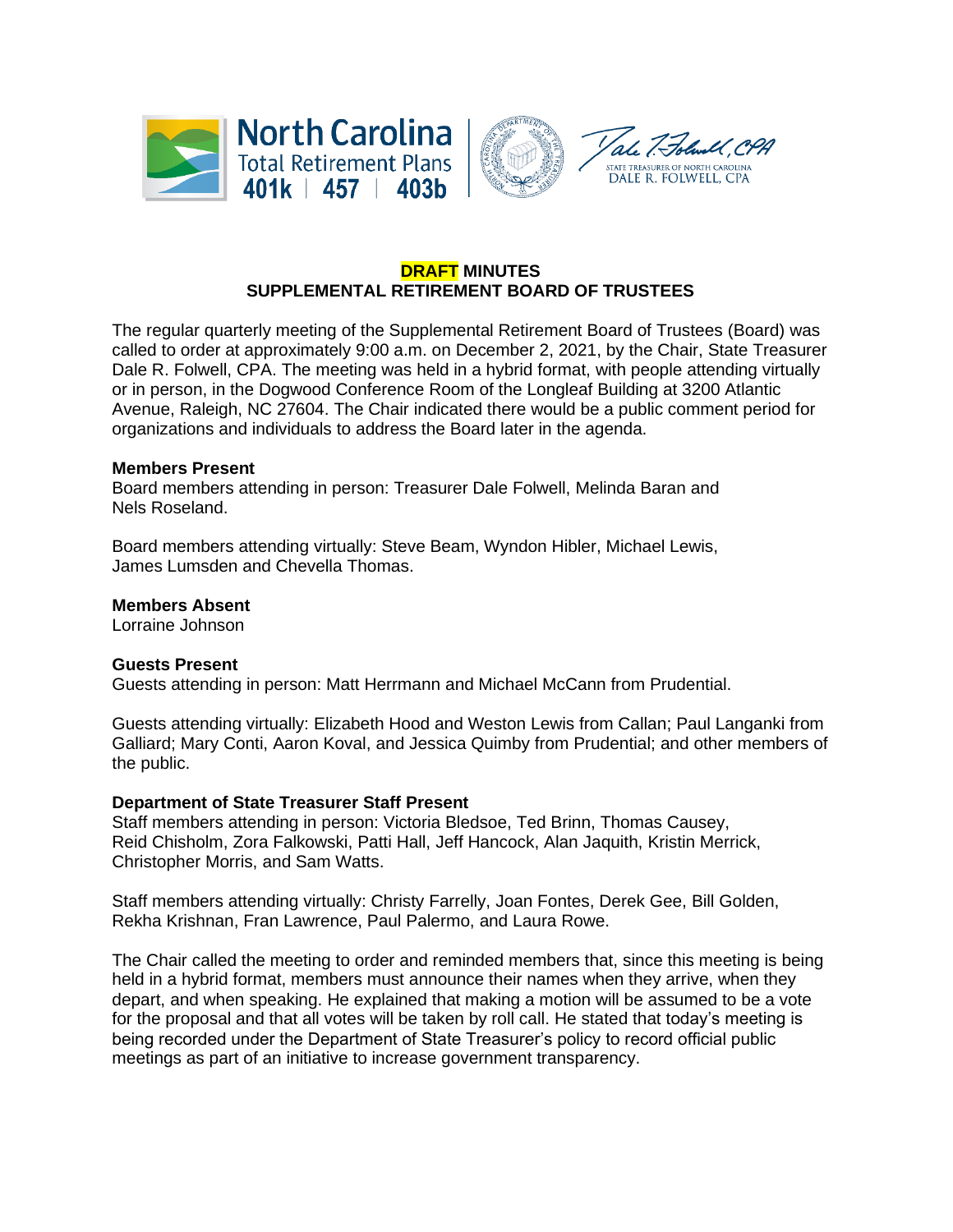**DRAFT MINUTES**
**SUPPLEMENTAL RETIREMENT BOARD OF TRUSTEES**

The regular quarterly meeting of the Supplemental Retirement Board of Trustees (Board) was called to order at approximately 9:00 a.m. on December 2, 2021, by the Chair, State Treasurer Dale R. Folwell, CPA. The meeting was held in a hybrid format, with people attending virtually or in person, in the Dogwood Conference Room of the Longleaf Building at 3200 Atlantic Avenue, Raleigh, NC 27604. The Chair indicated there would be a public comment period for organizations and individuals to address the Board later in the agenda.

**Members Present**
Board members attending in person: Treasurer Dale Folwell, Melinda Baran and Nels Roseland.

Board members attending virtually: Steve Beam, Wyndon Hibler, Michael Lewis, James Lumsden and Chevella Thomas.

**Members Absent**
Lorraine Johnson

**Guests Present**
Guests attending in person: Matt Herrmann and Michael McCann from Prudential.

Guests attending virtually: Elizabeth Hood and Weston Lewis from Callan; Paul Langanki from Galliard; Mary Conti, Aaron Koval, and Jessica Quimby from Prudential; and other members of the public.

**Department of State Treasurer Staff Present**
Staff members attending in person: Victoria Bledsoe, Ted Brinn, Thomas Causey, Reid Chisholm, Zora Falkowski, Patti Hall, Jeff Hancock, Alan Jaquith, Kristin Merrick, Christopher Morris, and Sam Watts.

Staff members attending virtually: Christy Farrelly, Joan Fontes, Derek Gee, Bill Golden, Rekha Krishnan, Fran Lawrence, Paul Palermo, and Laura Rowe.

The Chair called the meeting to order and reminded members that, since this meeting is being held in a hybrid format, members must announce their names when they arrive, when they depart, and when speaking. He explained that making a motion will be assumed to be a vote for the proposal and that all votes will be taken by roll call. He stated that today's meeting is being recorded under the Department of State Treasurer's policy to record official public meetings as part of an initiative to increase government transparency.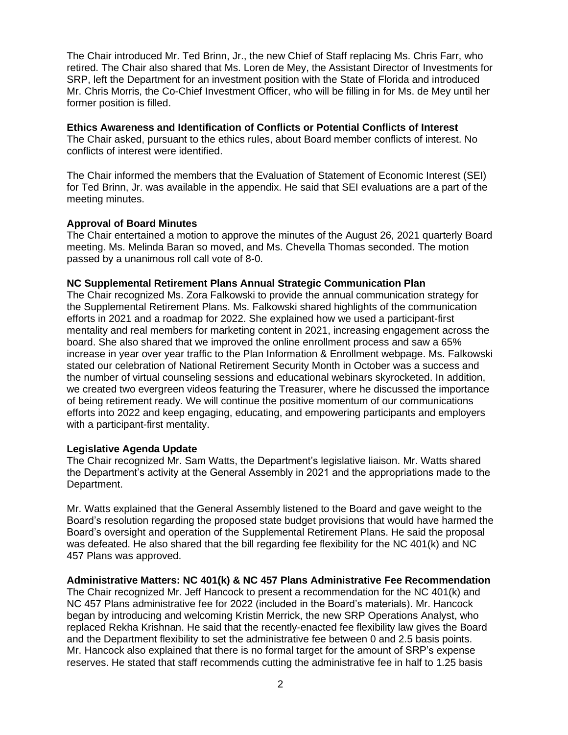The Chair introduced Mr. Ted Brinn, Jr., the new Chief of Staff replacing Ms. Chris Farr, who retired. The Chair also shared that Ms. Loren de Mey, the Assistant Director of Investments for SRP, left the Department for an investment position with the State of Florida and introduced Mr. Chris Morris, the Co-Chief Investment Officer, who will be filling in for Ms. de Mey until her former position is filled.

**Ethics Awareness and Identification of Conflicts or Potential Conflicts of Interest**
The Chair asked, pursuant to the ethics rules, about Board member conflicts of interest. No conflicts of interest were identified.

The Chair informed the members that the Evaluation of Statement of Economic Interest (SEI) for Ted Brinn, Jr. was available in the appendix. He said that SEI evaluations are a part of the meeting minutes.

**Approval of Board Minutes**
The Chair entertained a motion to approve the minutes of the August 26, 2021 quarterly Board meeting. Ms. Melinda Baran so moved, and Ms. Chevella Thomas seconded. The motion passed by a unanimous roll call vote of 8-0.

**NC Supplemental Retirement Plans Annual Strategic Communication Plan**
The Chair recognized Ms. Zora Falkowski to provide the annual communication strategy for the Supplemental Retirement Plans. Ms. Falkowski shared highlights of the communication efforts in 2021 and a roadmap for 2022. She explained how we used a participant-first mentality and real members for marketing content in 2021, increasing engagement across the board. She also shared that we improved the online enrollment process and saw a 65% increase in year over year traffic to the Plan Information & Enrollment webpage. Ms. Falkowski stated our celebration of National Retirement Security Month in October was a success and the number of virtual counseling sessions and educational webinars skyrocketed. In addition, we created two evergreen videos featuring the Treasurer, where he discussed the importance of being retirement ready. We will continue the positive momentum of our communications efforts into 2022 and keep engaging, educating, and empowering participants and employers with a participant-first mentality.

**Legislative Agenda Update**
The Chair recognized Mr. Sam Watts, the Department's legislative liaison. Mr. Watts shared the Department's activity at the General Assembly in 2021 and the appropriations made to the Department.

Mr. Watts explained that the General Assembly listened to the Board and gave weight to the Board's resolution regarding the proposed state budget provisions that would have harmed the Board's oversight and operation of the Supplemental Retirement Plans. He said the proposal was defeated. He also shared that the bill regarding fee flexibility for the NC 401(k) and NC 457 Plans was approved.

**Administrative Matters: NC 401(k) & NC 457 Plans Administrative Fee Recommendation**
The Chair recognized Mr. Jeff Hancock to present a recommendation for the NC 401(k) and NC 457 Plans administrative fee for 2022 (included in the Board's materials). Mr. Hancock began by introducing and welcoming Kristin Merrick, the new SRP Operations Analyst, who replaced Rekha Krishnan. He said that the recently-enacted fee flexibility law gives the Board and the Department flexibility to set the administrative fee between 0 and 2.5 basis points. Mr. Hancock also explained that there is no formal target for the amount of SRP's expense reserves. He stated that staff recommends cutting the administrative fee in half to 1.25 basis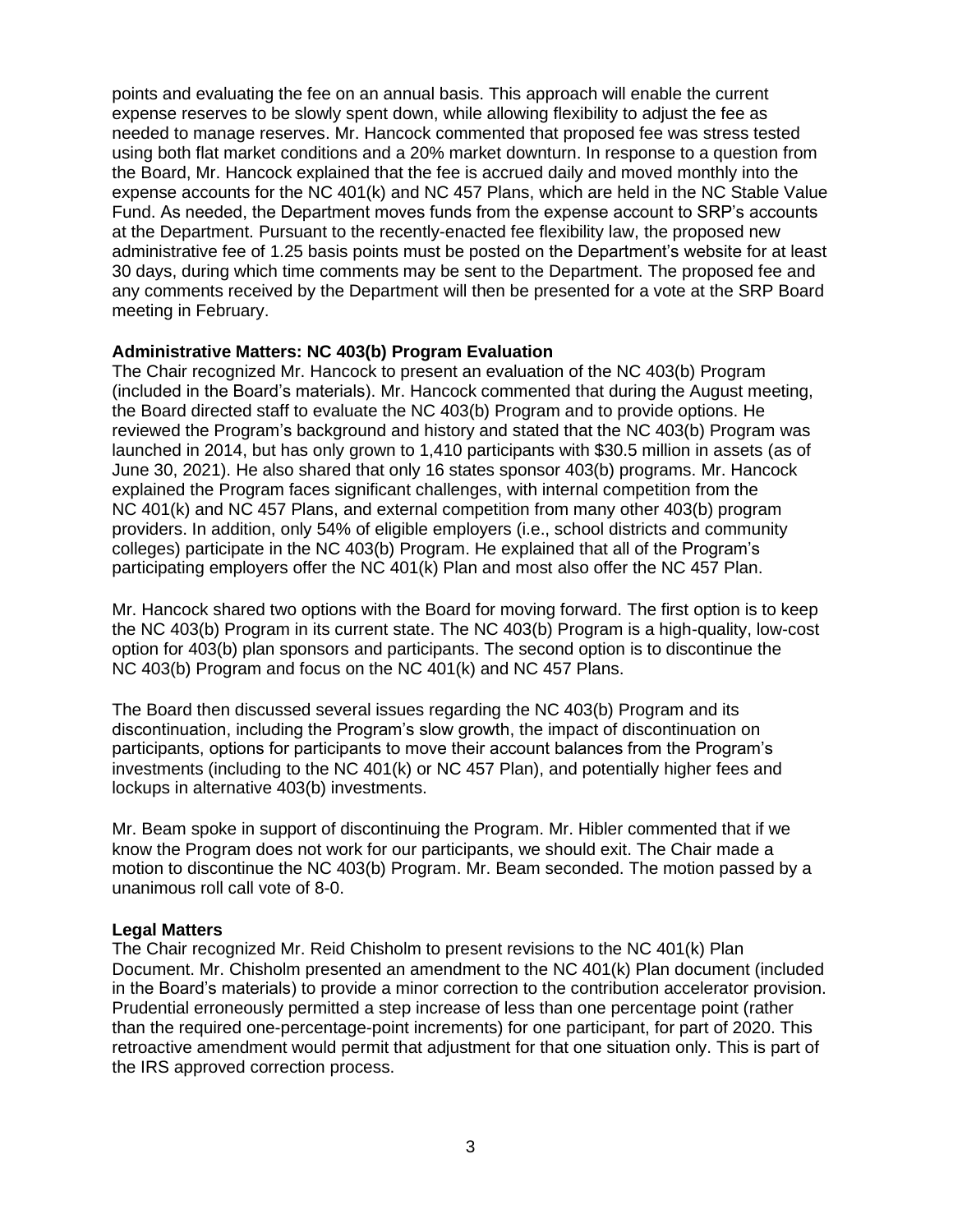points and evaluating the fee on an annual basis. This approach will enable the current expense reserves to be slowly spent down, while allowing flexibility to adjust the fee as needed to manage reserves. Mr. Hancock commented that proposed fee was stress tested using both flat market conditions and a 20% market downturn. In response to a question from the Board, Mr. Hancock explained that the fee is accrued daily and moved monthly into the expense accounts for the NC 401(k) and NC 457 Plans, which are held in the NC Stable Value Fund. As needed, the Department moves funds from the expense account to SRP's accounts at the Department. Pursuant to the recently-enacted fee flexibility law, the proposed new administrative fee of 1.25 basis points must be posted on the Department's website for at least 30 days, during which time comments may be sent to the Department. The proposed fee and any comments received by the Department will then be presented for a vote at the SRP Board meeting in February.

**Administrative Matters: NC 403(b) Program Evaluation**

The Chair recognized Mr. Hancock to present an evaluation of the NC 403(b) Program (included in the Board's materials). Mr. Hancock commented that during the August meeting, the Board directed staff to evaluate the NC 403(b) Program and to provide options. He reviewed the Program's background and history and stated that the NC 403(b) Program was launched in 2014, but has only grown to 1,410 participants with $30.5 million in assets (as of June 30, 2021). He also shared that only 16 states sponsor 403(b) programs. Mr. Hancock explained the Program faces significant challenges, with internal competition from the NC 401(k) and NC 457 Plans, and external competition from many other 403(b) program providers. In addition, only 54% of eligible employers (i.e., school districts and community colleges) participate in the NC 403(b) Program. He explained that all of the Program's participating employers offer the NC 401(k) Plan and most also offer the NC 457 Plan.

Mr. Hancock shared two options with the Board for moving forward. The first option is to keep the NC 403(b) Program in its current state. The NC 403(b) Program is a high-quality, low-cost option for 403(b) plan sponsors and participants. The second option is to discontinue the NC 403(b) Program and focus on the NC 401(k) and NC 457 Plans.

The Board then discussed several issues regarding the NC 403(b) Program and its discontinuation, including the Program's slow growth, the impact of discontinuation on participants, options for participants to move their account balances from the Program's investments (including to the NC 401(k) or NC 457 Plan), and potentially higher fees and lockups in alternative 403(b) investments.

Mr. Beam spoke in support of discontinuing the Program. Mr. Hibler commented that if we know the Program does not work for our participants, we should exit. The Chair made a motion to discontinue the NC 403(b) Program. Mr. Beam seconded. The motion passed by a unanimous roll call vote of 8-0.

**Legal Matters**

The Chair recognized Mr. Reid Chisholm to present revisions to the NC 401(k) Plan Document. Mr. Chisholm presented an amendment to the NC 401(k) Plan document (included in the Board's materials) to provide a minor correction to the contribution accelerator provision. Prudential erroneously permitted a step increase of less than one percentage point (rather than the required one-percentage-point increments) for one participant, for part of 2020. This retroactive amendment would permit that adjustment for that one situation only. This is part of the IRS approved correction process.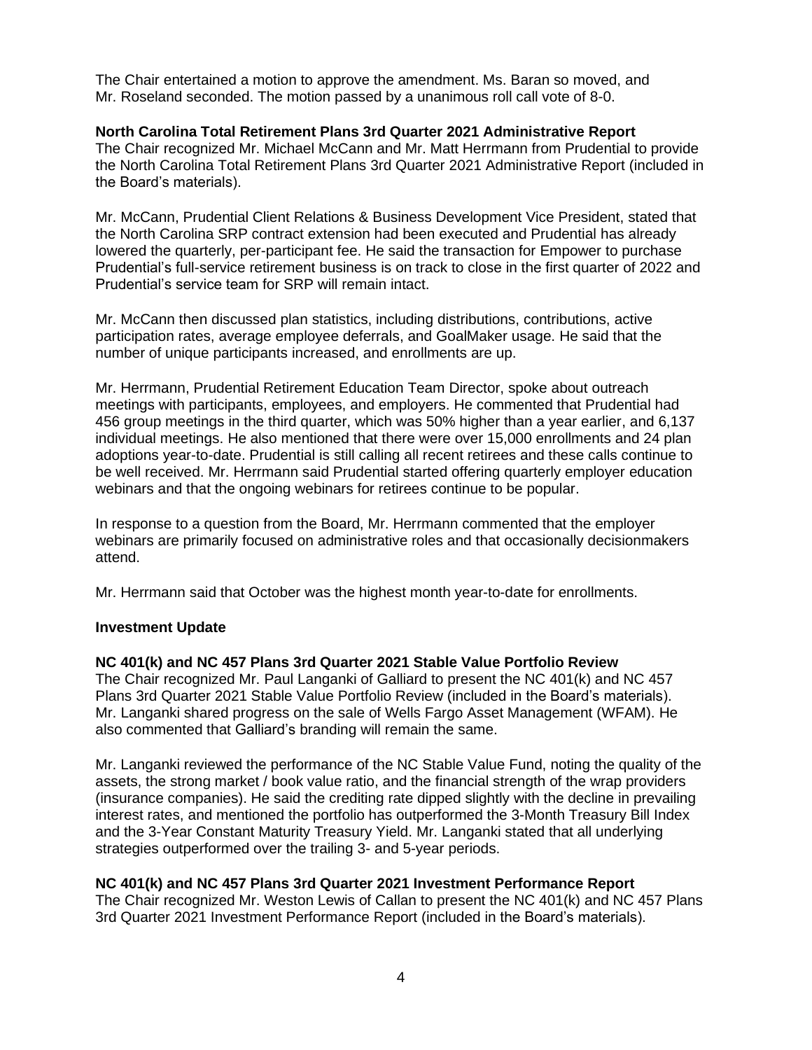The Chair entertained a motion to approve the amendment. Ms. Baran so moved, and Mr. Roseland seconded. The motion passed by a unanimous roll call vote of 8-0.

**North Carolina Total Retirement Plans 3rd Quarter 2021 Administrative Report**

The Chair recognized Mr. Michael McCann and Mr. Matt Herrmann from Prudential to provide the North Carolina Total Retirement Plans 3rd Quarter 2021 Administrative Report (included in the Board's materials).

Mr. McCann, Prudential Client Relations & Business Development Vice President, stated that the North Carolina SRP contract extension had been executed and Prudential has already lowered the quarterly, per-participant fee. He said the transaction for Empower to purchase Prudential's full-service retirement business is on track to close in the first quarter of 2022 and Prudential's service team for SRP will remain intact.

Mr. McCann then discussed plan statistics, including distributions, contributions, active participation rates, average employee deferrals, and GoalMaker usage. He said that the number of unique participants increased, and enrollments are up.

Mr. Herrmann, Prudential Retirement Education Team Director, spoke about outreach meetings with participants, employees, and employers. He commented that Prudential had 456 group meetings in the third quarter, which was 50% higher than a year earlier, and 6,137 individual meetings. He also mentioned that there were over 15,000 enrollments and 24 plan adoptions year-to-date. Prudential is still calling all recent retirees and these calls continue to be well received. Mr. Herrmann said Prudential started offering quarterly employer education webinars and that the ongoing webinars for retirees continue to be popular.

In response to a question from the Board, Mr. Herrmann commented that the employer webinars are primarily focused on administrative roles and that occasionally decisionmakers attend.

Mr. Herrmann said that October was the highest month year-to-date for enrollments.

**Investment Update**

**NC 401(k) and NC 457 Plans 3rd Quarter 2021 Stable Value Portfolio Review**

The Chair recognized Mr. Paul Langanki of Galliard to present the NC 401(k) and NC 457 Plans 3rd Quarter 2021 Stable Value Portfolio Review (included in the Board's materials). Mr. Langanki shared progress on the sale of Wells Fargo Asset Management (WFAM). He also commented that Galliard's branding will remain the same.

Mr. Langanki reviewed the performance of the NC Stable Value Fund, noting the quality of the assets, the strong market / book value ratio, and the financial strength of the wrap providers (insurance companies). He said the crediting rate dipped slightly with the decline in prevailing interest rates, and mentioned the portfolio has outperformed the 3-Month Treasury Bill Index and the 3-Year Constant Maturity Treasury Yield. Mr. Langanki stated that all underlying strategies outperformed over the trailing 3- and 5-year periods.

**NC 401(k) and NC 457 Plans 3rd Quarter 2021 Investment Performance Report**

The Chair recognized Mr. Weston Lewis of Callan to present the NC 401(k) and NC 457 Plans 3rd Quarter 2021 Investment Performance Report (included in the Board's materials).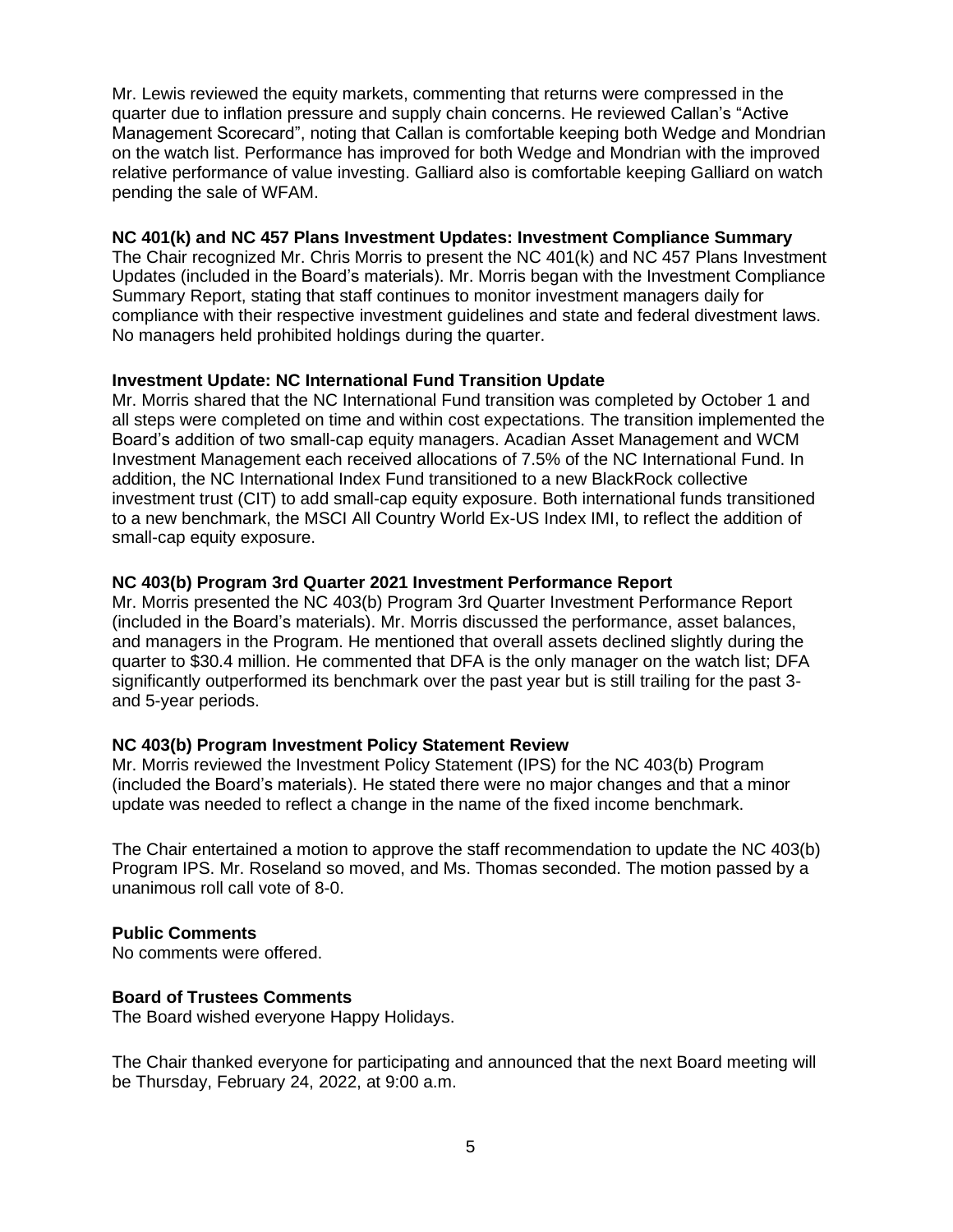Mr. Lewis reviewed the equity markets, commenting that returns were compressed in the quarter due to inflation pressure and supply chain concerns. He reviewed Callan's "Active Management Scorecard", noting that Callan is comfortable keeping both Wedge and Mondrian on the watch list. Performance has improved for both Wedge and Mondrian with the improved relative performance of value investing. Galliard also is comfortable keeping Galliard on watch pending the sale of WFAM.

**NC 401(k) and NC 457 Plans Investment Updates: Investment Compliance Summary**

The Chair recognized Mr. Chris Morris to present the NC 401(k) and NC 457 Plans Investment Updates (included in the Board's materials). Mr. Morris began with the Investment Compliance Summary Report, stating that staff continues to monitor investment managers daily for compliance with their respective investment guidelines and state and federal divestment laws. No managers held prohibited holdings during the quarter.

**Investment Update: NC International Fund Transition Update**

Mr. Morris shared that the NC International Fund transition was completed by October 1 and all steps were completed on time and within cost expectations. The transition implemented the Board's addition of two small-cap equity managers. Acadian Asset Management and WCM Investment Management each received allocations of 7.5% of the NC International Fund. In addition, the NC International Index Fund transitioned to a new BlackRock collective investment trust (CIT) to add small-cap equity exposure. Both international funds transitioned to a new benchmark, the MSCI All Country World Ex-US Index IMI, to reflect the addition of small-cap equity exposure.

**NC 403(b) Program 3rd Quarter 2021 Investment Performance Report**

Mr. Morris presented the NC 403(b) Program 3rd Quarter Investment Performance Report (included in the Board's materials). Mr. Morris discussed the performance, asset balances, and managers in the Program. He mentioned that overall assets declined slightly during the quarter to $30.4 million. He commented that DFA is the only manager on the watch list; DFA significantly outperformed its benchmark over the past year but is still trailing for the past 3- and 5-year periods.

**NC 403(b) Program Investment Policy Statement Review**

Mr. Morris reviewed the Investment Policy Statement (IPS) for the NC 403(b) Program (included the Board's materials). He stated there were no major changes and that a minor update was needed to reflect a change in the name of the fixed income benchmark.

The Chair entertained a motion to approve the staff recommendation to update the NC 403(b) Program IPS. Mr. Roseland so moved, and Ms. Thomas seconded. The motion passed by a unanimous roll call vote of 8-0.

**Public Comments**

No comments were offered.

**Board of Trustees Comments**

The Board wished everyone Happy Holidays.

The Chair thanked everyone for participating and announced that the next Board meeting will be Thursday, February 24, 2022, at 9:00 a.m.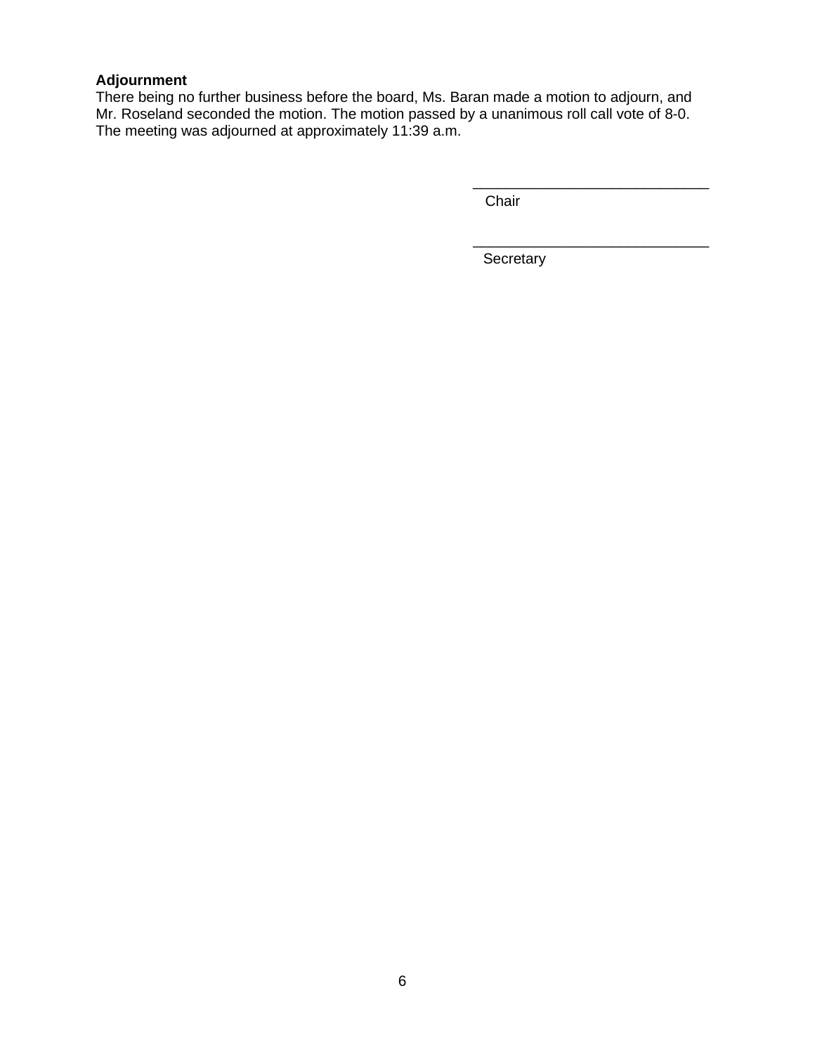**Adjournment**

There being no further business before the board, Ms. Baran made a motion to adjourn, and Mr. Roseland seconded the motion. The motion passed by a unanimous roll call vote of 8-0. The meeting was adjourned at approximately 11:39 a.m.

______________________________
Chair

______________________________
Secretary